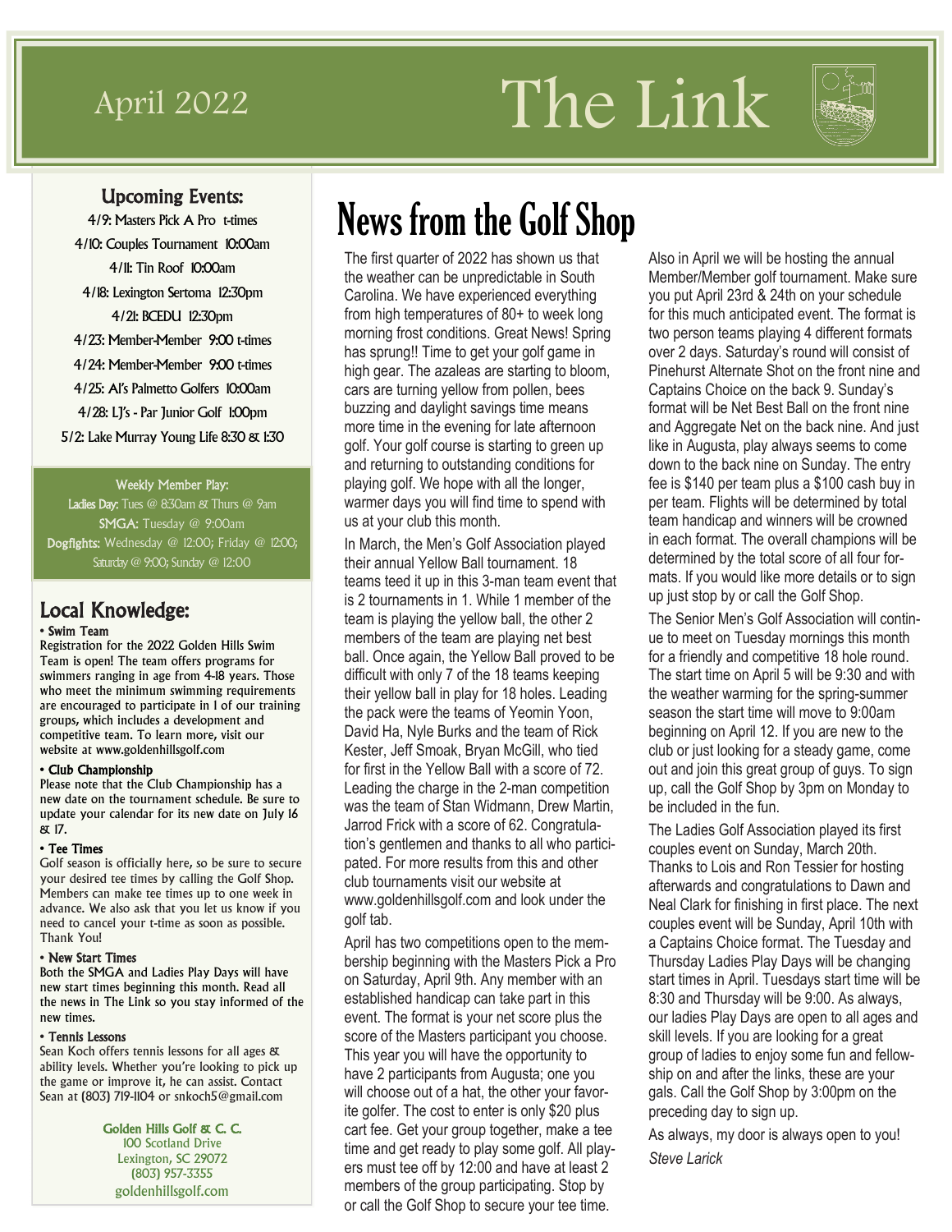April 2022

# The Link

## Upcoming Events:

4/9: Masters Pick A Pro t-times
4/10: Couples Tournament 10:00am
4/11: Tin Roof 10:00am
4/18: Lexington Sertoma 12:30pm
4/21: BCEDU 12:30pm
4/23: Member-Member 9:00 t-times
4/24: Member-Member 9:00 t-times
4/25: Al's Palmetto Golfers 10:00am
4/28: LJ's - Par Junior Golf 1:00pm
5/2: Lake Murray Young Life 8:30 & 1:30

**Weekly Member Play:**

**Ladies Day:** Tues @ 8:30am & Thurs @ 9am
**SMGA:** Tuesday @ 9:00am
**Dogfights:** Wednesday @ 12:00; Friday @ 12:00; Saturday @ 9:00; Sunday @ 12:00

## Local Knowledge:

**• Swim Team**
Registration for the 2022 Golden Hills Swim Team is open! The team offers programs for swimmers ranging in age from 4-18 years. Those who meet the minimum swimming requirements are encouraged to participate in 1 of our training groups, which includes a development and competitive team. To learn more, visit our website at www.goldenhillsgolf.com

**• Club Championship**
Please note that the Club Championship has a new date on the tournament schedule. Be sure to update your calendar for its new date on July 16 & 17.

**• Tee Times**
Golf season is officially here, so be sure to secure your desired tee times by calling the Golf Shop. Members can make tee times up to one week in advance. We also ask that you let us know if you need to cancel your t-time as soon as possible. Thank You!

**• New Start Times**
Both the SMGA and Ladies Play Days will have new start times beginning this month. Read all the news in The Link so you stay informed of the new times.

**• Tennis Lessons**
Sean Koch offers tennis lessons for all ages & ability levels. Whether you're looking to pick up the game or improve it, he can assist. Contact Sean at (803) 719-1104 or snkoch5@gmail.com

**Golden Hills Golf & C. C.**
100 Scotland Drive
Lexington, SC 29072
(803) 957-3355
goldenhillsgolf.com

# News from the Golf Shop

The first quarter of 2022 has shown us that the weather can be unpredictable in South Carolina. We have experienced everything from high temperatures of 80+ to week long morning frost conditions. Great News! Spring has sprung!! Time to get your golf game in high gear. The azaleas are starting to bloom, cars are turning yellow from pollen, bees buzzing and daylight savings time means more time in the evening for late afternoon golf. Your golf course is starting to green up and returning to outstanding conditions for playing golf. We hope with all the longer, warmer days you will find time to spend with us at your club this month.

In March, the Men's Golf Association played their annual Yellow Ball tournament. 18 teams teed it up in this 3-man team event that is 2 tournaments in 1. While 1 member of the team is playing the yellow ball, the other 2 members of the team are playing net best ball. Once again, the Yellow Ball proved to be difficult with only 7 of the 18 teams keeping their yellow ball in play for 18 holes. Leading the pack were the teams of Yeomin Yoon, David Ha, Nyle Burks and the team of Rick Kester, Jeff Smoak, Bryan McGill, who tied for first in the Yellow Ball with a score of 72. Leading the charge in the 2-man competition was the team of Stan Widmann, Drew Martin, Jarrod Frick with a score of 62. Congratulation's gentlemen and thanks to all who participated. For more results from this and other club tournaments visit our website at www.goldenhillsgolf.com and look under the golf tab.

April has two competitions open to the membership beginning with the Masters Pick a Pro on Saturday, April 9th. Any member with an established handicap can take part in this event. The format is your net score plus the score of the Masters participant you choose. This year you will have the opportunity to have 2 participants from Augusta; one you will choose out of a hat, the other your favorite golfer. The cost to enter is only $20 plus cart fee. Get your group together, make a tee time and get ready to play some golf. All players must tee off by 12:00 and have at least 2 members of the group participating. Stop by or call the Golf Shop to secure your tee time.

Also in April we will be hosting the annual Member/Member golf tournament. Make sure you put April 23rd & 24th on your schedule for this much anticipated event. The format is two person teams playing 4 different formats over 2 days. Saturday's round will consist of Pinehurst Alternate Shot on the front nine and Captains Choice on the back 9. Sunday's format will be Net Best Ball on the front nine and Aggregate Net on the back nine. And just like in Augusta, play always seems to come down to the back nine on Sunday. The entry fee is $140 per team plus a $100 cash buy in per team. Flights will be determined by total team handicap and winners will be crowned in each format. The overall champions will be determined by the total score of all four formats. If you would like more details or to sign up just stop by or call the Golf Shop.

The Senior Men's Golf Association will continue to meet on Tuesday mornings this month for a friendly and competitive 18 hole round. The start time on April 5 will be 9:30 and with the weather warming for the spring-summer season the start time will move to 9:00am beginning on April 12. If you are new to the club or just looking for a steady game, come out and join this great group of guys. To sign up, call the Golf Shop by 3pm on Monday to be included in the fun.

The Ladies Golf Association played its first couples event on Sunday, March 20th. Thanks to Lois and Ron Tessier for hosting afterwards and congratulations to Dawn and Neal Clark for finishing in first place. The next couples event will be Sunday, April 10th with a Captains Choice format. The Tuesday and Thursday Ladies Play Days will be changing start times in April. Tuesdays start time will be 8:30 and Thursday will be 9:00. As always, our ladies Play Days are open to all ages and skill levels. If you are looking for a great group of ladies to enjoy some fun and fellowship on and after the links, these are your gals. Call the Golf Shop by 3:00pm on the preceding day to sign up.

As always, my door is always open to you!

*Steve Larick*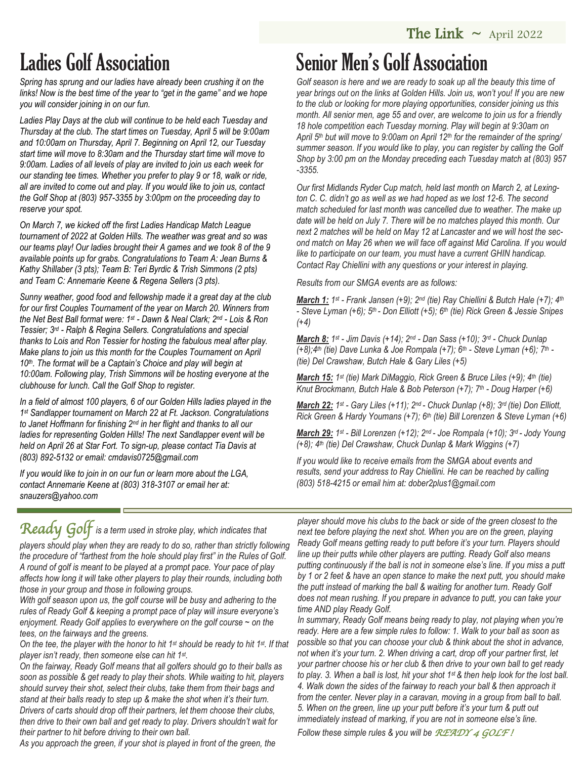# Ladies Golf Association

*Spring has sprung and our ladies have already been crushing it on the links! Now is the best time of the year to "get in the game" and we hope you will consider joining in on our fun.*

*Ladies Play Days at the club will continue to be held each Tuesday and Thursday at the club. The start times on Tuesday, April 5 will be 9:00am and 10:00am on Thursday, April 7. Beginning on April 12, our Tuesday start time will move to 8:30am and the Thursday start time will move to 9:00am. Ladies of all levels of play are invited to join us each week for our standing tee times. Whether you prefer to play 9 or 18, walk or ride, all are invited to come out and play. If you would like to join us, contact the Golf Shop at (803) 957-3355 by 3:00pm on the proceeding day to reserve your spot.*

*On March 7, we kicked off the first Ladies Handicap Match League tournament of 2022 at Golden Hills. The weather was great and so was our teams play! Our ladies brought their A games and we took 8 of the 9 available points up for grabs. Congratulations to Team A: Jean Burns & Kathy Shillaber (3 pts); Team B: Teri Byrdic & Trish Simmons (2 pts) and Team C: Annemarie Keene & Regena Sellers (3 pts).*

*Sunny weather, good food and fellowship made it a great day at the club for our first Couples Tournament of the year on March 20. Winners from the Net Best Ball format were: 1st - Dawn & Neal Clark; 2nd - Lois & Ron Tessier; 3rd - Ralph & Regina Sellers. Congratulations and special thanks to Lois and Ron Tessier for hosting the fabulous meal after play. Make plans to join us this month for the Couples Tournament on April 10th. The format will be a Captain's Choice and play will begin at 10:00am. Following play, Trish Simmons will be hosting everyone at the clubhouse for lunch. Call the Golf Shop to register.*

*In a field of almost 100 players, 6 of our Golden Hills ladies played in the 1st Sandlapper tournament on March 22 at Ft. Jackson. Congratulations to Janet Hoffmann for finishing 2nd in her flight and thanks to all our ladies for representing Golden Hills! The next Sandlapper event will be held on April 26 at Star Fort. To sign-up, please contact Tia Davis at (803) 892-5132 or email: cmdavis0725@gmail.com*

*If you would like to join in on our fun or learn more about the LGA, contact Annemarie Keene at (803) 318-3107 or email her at: snauzers@yahoo.com*

# Senior Men's Golf Association

*Golf season is here and we are ready to soak up all the beauty this time of year brings out on the links at Golden Hills. Join us, won't you! If you are new to the club or looking for more playing opportunities, consider joining us this month. All senior men, age 55 and over, are welcome to join us for a friendly 18 hole competition each Tuesday morning. Play will begin at 9:30am on April 5th but will move to 9:00am on April 12th for the remainder of the spring/summer season. If you would like to play, you can register by calling the Golf Shop by 3:00 pm on the Monday preceding each Tuesday match at (803) 957-3355.*

*Our first Midlands Ryder Cup match, held last month on March 2, at Lexington C. C. didn't go as well as we had hoped as we lost 12-6. The second match scheduled for last month was cancelled due to weather. The make up date will be held on July 7. There will be no matches played this month. Our next 2 matches will be held on May 12 at Lancaster and we will host the second match on May 26 when we will face off against Mid Carolina. If you would like to participate on our team, you must have a current GHIN handicap. Contact Ray Chiellini with any questions or your interest in playing.*

*Results from our SMGA events are as follows:*

***March 1:*** *1st - Frank Jansen (+9); 2nd (tie) Ray Chiellini & Butch Hale (+7); 4th - Steve Lyman (+6); 5th - Don Elliott (+5); 6th (tie) Rick Green & Jessie Snipes (+4)*

***March 8:*** *1st - Jim Davis (+14); 2nd - Dan Sass (+10); 3rd - Chuck Dunlap (+8);4th (tie) Dave Lunka & Joe Rompala (+7); 6th - Steve Lyman (+6); 7th - (tie) Del Crawshaw, Butch Hale & Gary Liles (+5)*

***March 15:*** *1st (tie) Mark DiMaggio, Rick Green & Bruce Liles (+9); 4th (tie) Knut Brockmann, Butch Hale & Bob Peterson (+7); 7th - Doug Harper (+6)*

***March 22:*** *1st - Gary Liles (+11); 2nd - Chuck Dunlap (+8); 3rd (tie) Don Elliott, Rick Green & Hardy Youmans (+7); 6th (tie) Bill Lorenzen & Steve Lyman (+6)*

***March 29:*** *1st - Bill Lorenzen (+12); 2nd - Joe Rompala (+10); 3rd - Jody Young (+8); 4th (tie) Del Crawshaw, Chuck Dunlap & Mark Wiggins (+7)*

*If you would like to receive emails from the SMGA about events and results, send your address to Ray Chiellini. He can be reached by calling (803) 518-4215 or email him at: dober2plus1@gmail.com*

***Ready Golf*** *is a term used in stroke play, which indicates that players should play when they are ready to do so, rather than strictly following the procedure of "farthest from the hole should play first" in the Rules of Golf. A round of golf is meant to be played at a prompt pace. Your pace of play affects how long it will take other players to play their rounds, including both those in your group and those in following groups.*

*With golf season upon us, the golf course will be busy and adhering to the rules of Ready Golf & keeping a prompt pace of play will insure everyone's enjoyment. Ready Golf applies to everywhere on the golf course ~ on the tees, on the fairways and the greens.*

*On the tee, the player with the honor to hit 1st should be ready to hit 1st. If that player isn't ready, then someone else can hit 1st.*

*On the fairway, Ready Golf means that all golfers should go to their balls as soon as possible & get ready to play their shots. While waiting to hit, players should survey their shot, select their clubs, take them from their bags and stand at their balls ready to step up & make the shot when it's their turn. Drivers of carts should drop off their partners, let them choose their clubs, then drive to their own ball and get ready to play. Drivers shouldn't wait for their partner to hit before driving to their own ball.*

*As you approach the green, if your shot is played in front of the green, the player should move his clubs to the back or side of the green closest to the next tee before playing the next shot. When you are on the green, playing Ready Golf means getting ready to putt before it's your turn. Players should line up their putts while other players are putting. Ready Golf also means putting continuously if the ball is not in someone else's line. If you miss a putt by 1 or 2 feet & have an open stance to make the next putt, you should make the putt instead of marking the ball & waiting for another turn. Ready Golf does not mean rushing. If you prepare in advance to putt, you can take your time AND play Ready Golf.*

*In summary, Ready Golf means being ready to play, not playing when you're ready. Here are a few simple rules to follow: 1. Walk to your ball as soon as possible so that you can choose your club & think about the shot in advance, not when it's your turn. 2. When driving a cart, drop off your partner first, let your partner choose his or her club & then drive to your own ball to get ready to play. 3. When a ball is lost, hit your shot 1st & then help look for the lost ball. 4. Walk down the sides of the fairway to reach your ball & then approach it from the center. Never play in a caravan, moving in a group from ball to ball. 5. When on the green, line up your putt before it's your turn & putt out immediately instead of marking, if you are not in someone else's line.*

*Follow these simple rules & you will be* ***READY 4 GOLF !***